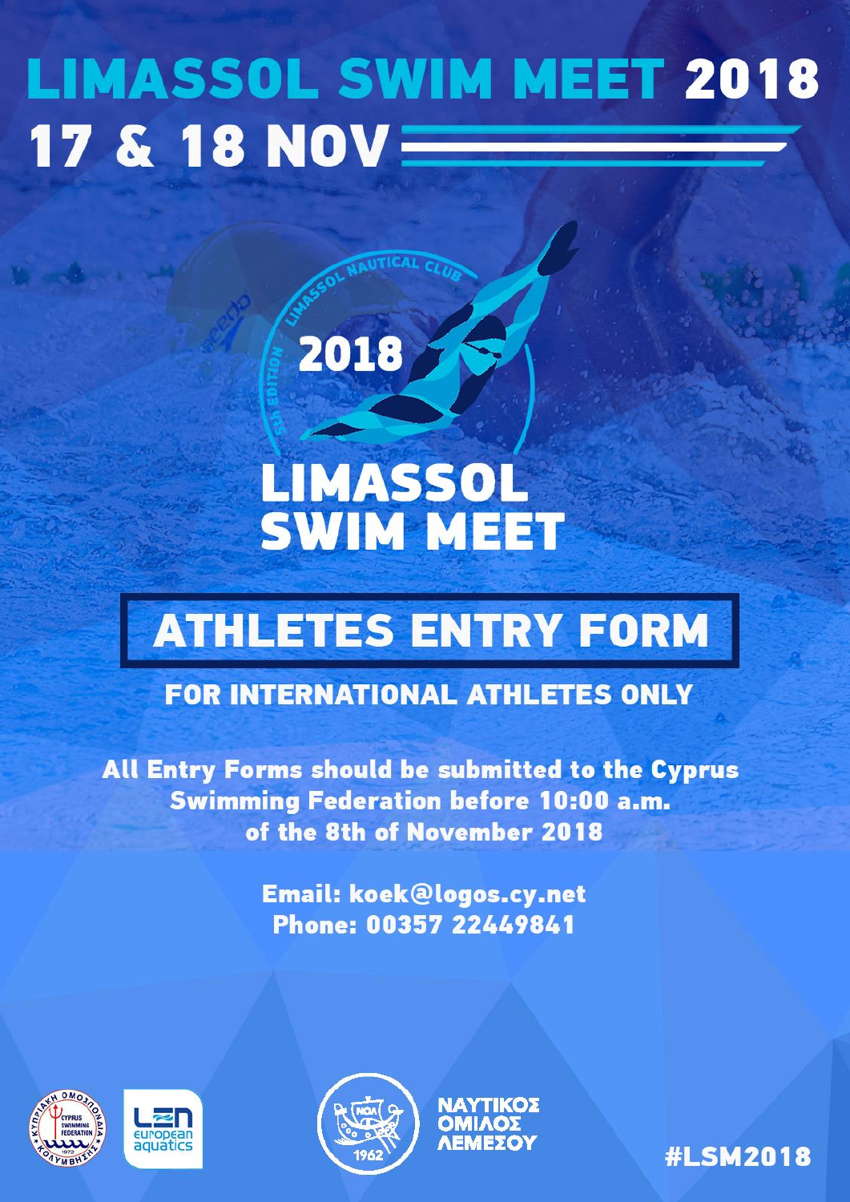# LIMASSOL SWIM MEET 2018

## 17 & 18 NOV

LIMASSOL NAUTICAL CLUB

5th EDITION

2018

LIMASSOL SWIM MEET

## ATHLETES ENTRY FORM

### FOR INTERNATIONAL ATHLETES ONLY

**All Entry Forms should be submitted to the Cyprus Swimming Federation before 10:00 a.m. of the 8th of November 2018**

**Email: koek@logos.cy.net**
**Phone: 00357 22449841**

ΚΥΠΡΙΑΚΗ ΟΜΟΣΠΟΝΔΙΑ ΚΟΛΥΜΒΗΣΗΣ – CYPRUS SWIMMING FEDERATION 1972

LEN european aquatics

ΝΑΥΤΙΚΟΣ ΟΜΙΛΟΣ ΛΕΜΕΣΟΥ 1962

#LSM2018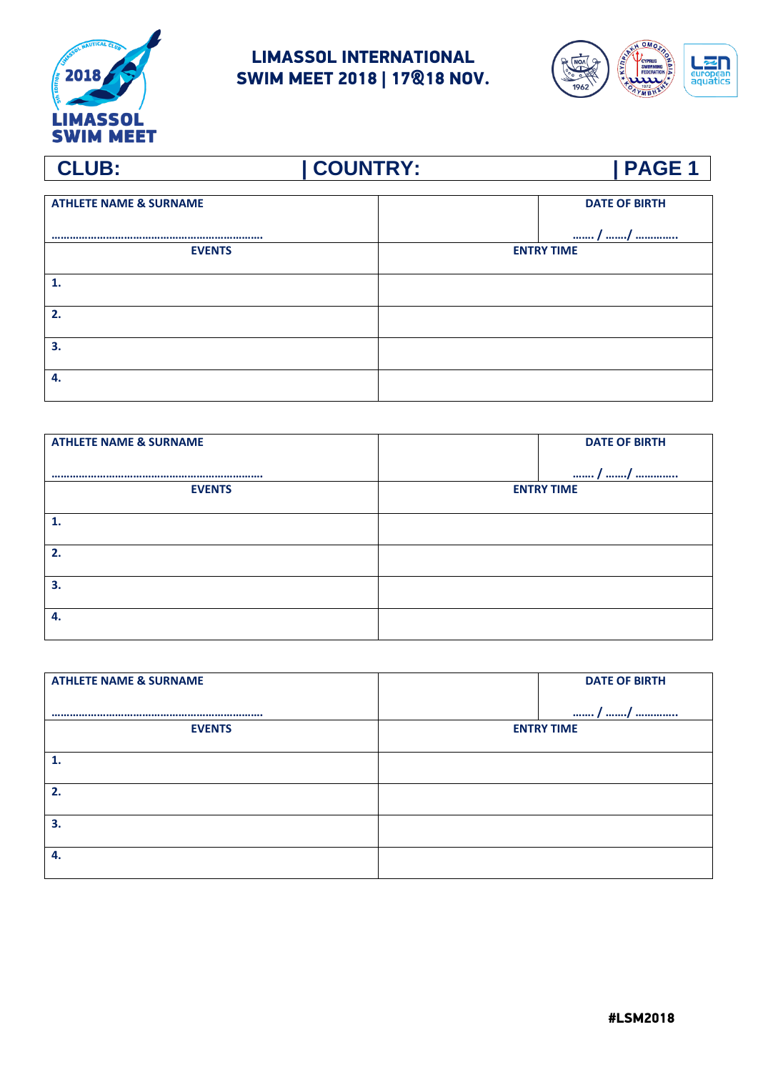**LIMASSOL INTERNATIONAL SWIM MEET 2018 | 17&18 NOV.**

| CLUB: | COUNTRY: | PAGE 1 |
|---|---|---|

| ATHLETE NAME & SURNAME | | DATE OF BIRTH |
|---|---|---|
| ………………………………………………………… | | ……. / ……./ …………. |
| EVENTS | ENTRY TIME | |
| 1. | | |
| 2. | | |
| 3. | | |
| 4. | | |

| ATHLETE NAME & SURNAME | | DATE OF BIRTH |
|---|---|---|
| ………………………………………………………… | | ……. / ……./ …………. |
| EVENTS | ENTRY TIME | |
| 1. | | |
| 2. | | |
| 3. | | |
| 4. | | |

| ATHLETE NAME & SURNAME | | DATE OF BIRTH |
|---|---|---|
| ………………………………………………………… | | ……. / ……./ …………. |
| EVENTS | ENTRY TIME | |
| 1. | | |
| 2. | | |
| 3. | | |
| 4. | | |

#LSM2018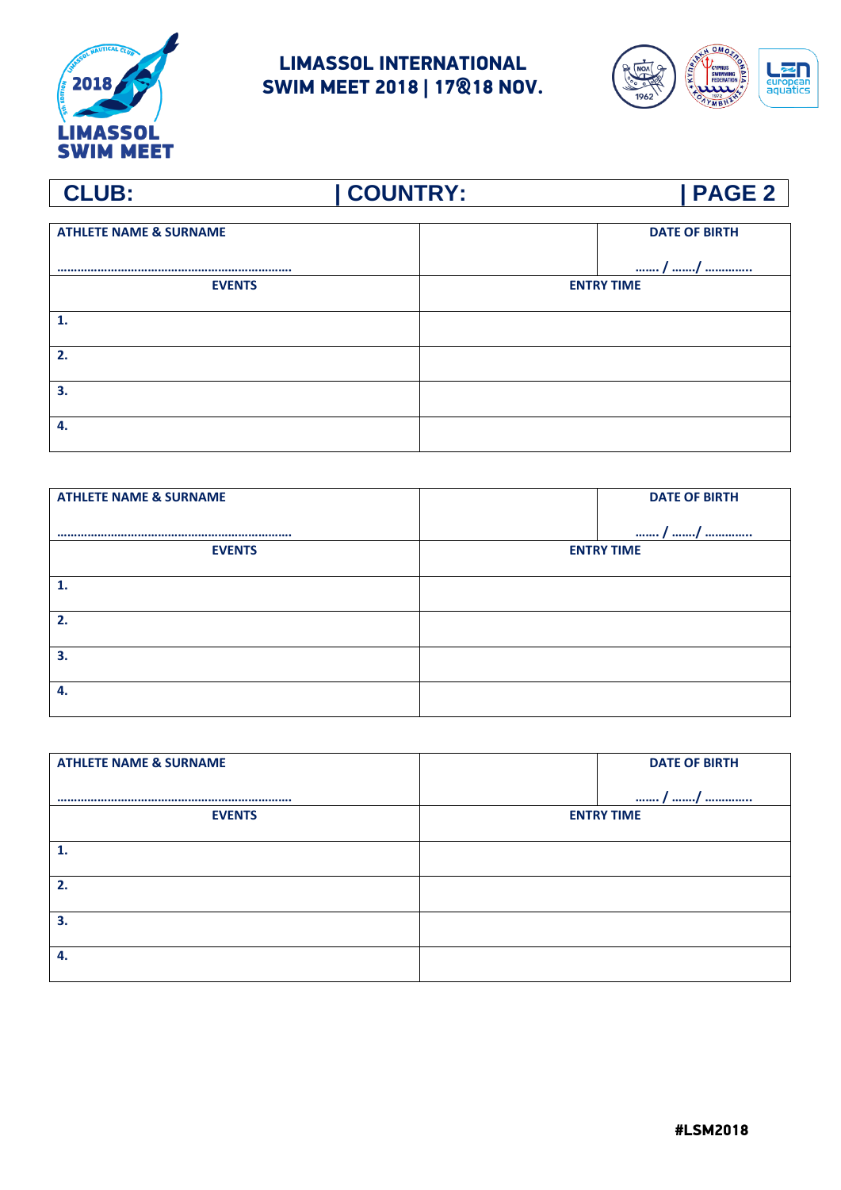# LIMASSOL INTERNATIONAL SWIM MEET 2018 | 17&18 NOV.

**CLUB: | COUNTRY: | PAGE 2**

| ATHLETE NAME & SURNAME<br><br>………………………………………………………… | | DATE OF BIRTH<br><br>……. / ……./ …………. |
|---|---|---|
| **EVENTS** | **ENTRY TIME** | |
| 1. | | |
| 2. | | |
| 3. | | |
| 4. | | |

| ATHLETE NAME & SURNAME<br><br>………………………………………………………… | | DATE OF BIRTH<br><br>……. / ……./ …………. |
|---|---|---|
| **EVENTS** | **ENTRY TIME** | |
| 1. | | |
| 2. | | |
| 3. | | |
| 4. | | |

| ATHLETE NAME & SURNAME<br><br>………………………………………………………… | | DATE OF BIRTH<br><br>……. / ……./ …………. |
|---|---|---|
| **EVENTS** | **ENTRY TIME** | |
| 1. | | |
| 2. | | |
| 3. | | |
| 4. | | |

#LSM2018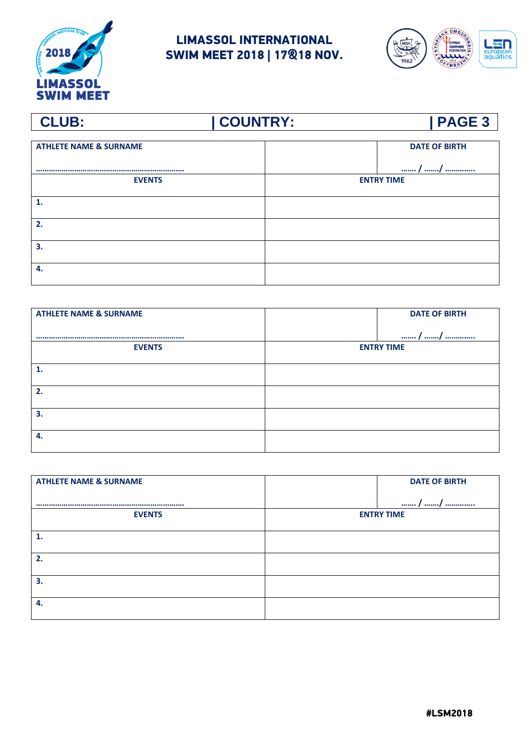# LIMASSOL INTERNATIONAL SWIM MEET 2018 | 17&18 NOV.

| CLUB: | COUNTRY: | PAGE 3 |
|---|---|---|

| ATHLETE NAME & SURNAME | | DATE OF BIRTH |
|---|---|---|
| ………………………………………………………… | | ……. / ……./ ………….. |
| EVENTS | ENTRY TIME | |
| 1. | | |
| 2. | | |
| 3. | | |
| 4. | | |

| ATHLETE NAME & SURNAME | | DATE OF BIRTH |
|---|---|---|
| ………………………………………………………… | | ……. / ……./ ………….. |
| EVENTS | ENTRY TIME | |
| 1. | | |
| 2. | | |
| 3. | | |
| 4. | | |

| ATHLETE NAME & SURNAME | | DATE OF BIRTH |
|---|---|---|
| ………………………………………………………… | | ……. / ……./ ………….. |
| EVENTS | ENTRY TIME | |
| 1. | | |
| 2. | | |
| 3. | | |
| 4. | | |

#LSM2018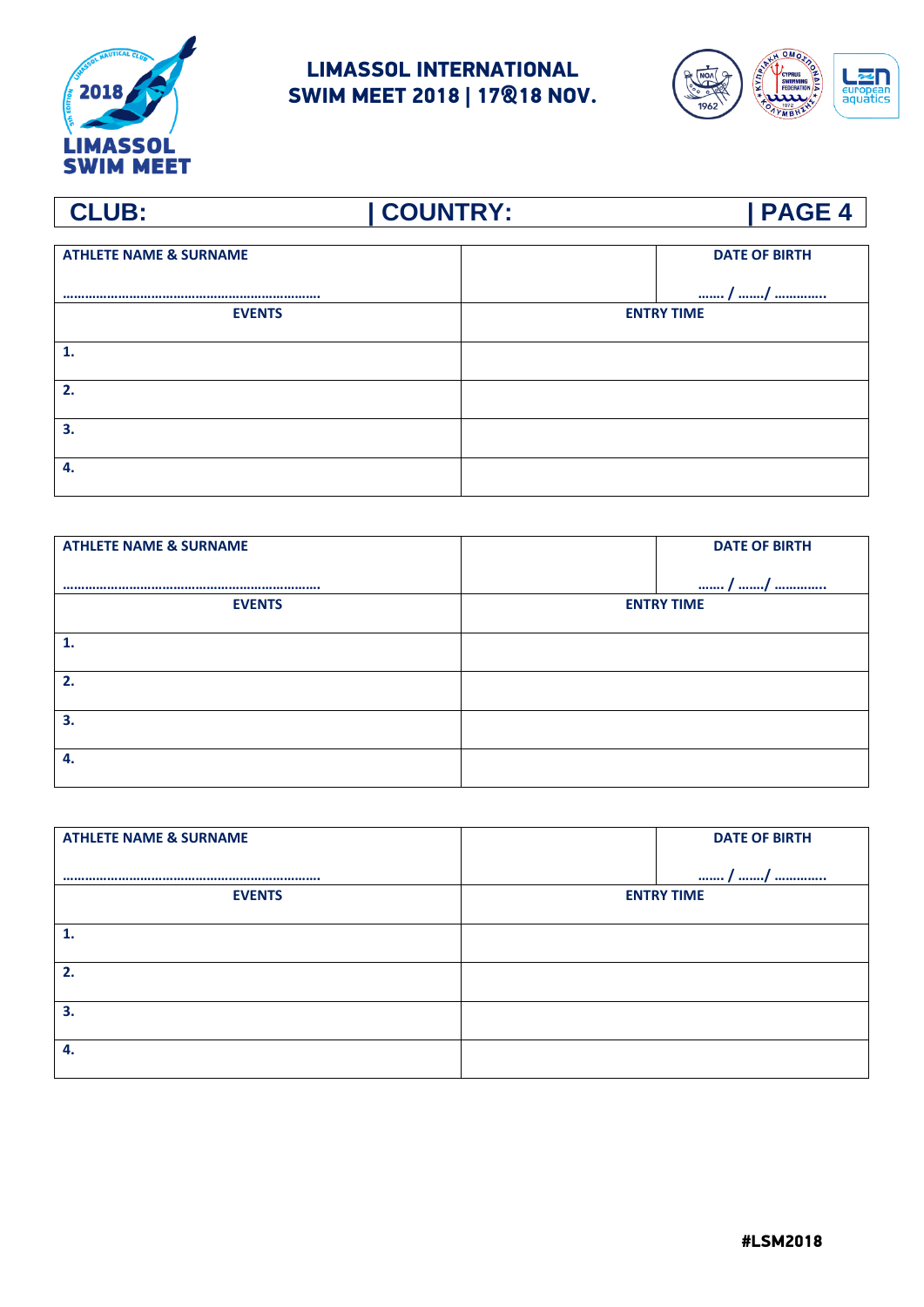# LIMASSOL INTERNATIONAL SWIM MEET 2018 | 17&18 NOV.

| CLUB: | COUNTRY: | PAGE 4 |
|---|---|---|

| ATHLETE NAME & SURNAME | | DATE OF BIRTH |
|---|---|---|
| ………………………………………………………… | | ……. / ……./ …………. |
| EVENTS | ENTRY TIME | |
| 1. | | |
| 2. | | |
| 3. | | |
| 4. | | |

| ATHLETE NAME & SURNAME | | DATE OF BIRTH |
|---|---|---|
| ………………………………………………………… | | ……. / ……./ …………. |
| EVENTS | ENTRY TIME | |
| 1. | | |
| 2. | | |
| 3. | | |
| 4. | | |

| ATHLETE NAME & SURNAME | | DATE OF BIRTH |
|---|---|---|
| ………………………………………………………… | | ……. / ……./ …………. |
| EVENTS | ENTRY TIME | |
| 1. | | |
| 2. | | |
| 3. | | |
| 4. | | |

#LSM2018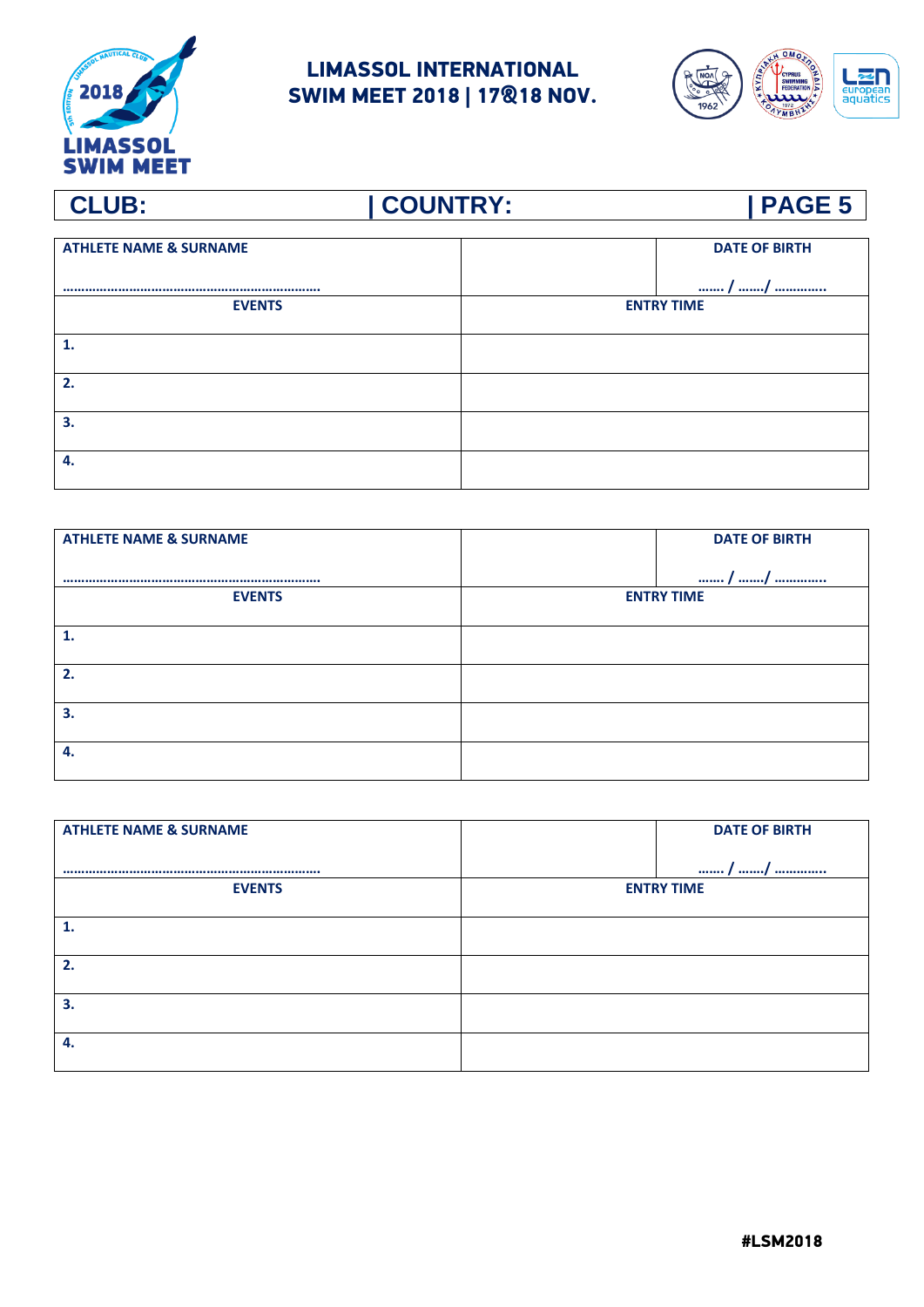# LIMASSOL INTERNATIONAL SWIM MEET 2018 | 17&18 NOV.

| CLUB: | COUNTRY: | PAGE 5 |
|---|---|---|

| ATHLETE NAME & SURNAME | | DATE OF BIRTH |
|---|---|---|
| ………………………………………………………… | | ……. / ……./ …………. |
| EVENTS | ENTRY TIME | |
| 1. | | |
| 2. | | |
| 3. | | |
| 4. | | |

| ATHLETE NAME & SURNAME | | DATE OF BIRTH |
|---|---|---|
| ………………………………………………………… | | ……. / ……./ …………. |
| EVENTS | ENTRY TIME | |
| 1. | | |
| 2. | | |
| 3. | | |
| 4. | | |

| ATHLETE NAME & SURNAME | | DATE OF BIRTH |
|---|---|---|
| ………………………………………………………… | | ……. / ……./ …………. |
| EVENTS | ENTRY TIME | |
| 1. | | |
| 2. | | |
| 3. | | |
| 4. | | |

#LSM2018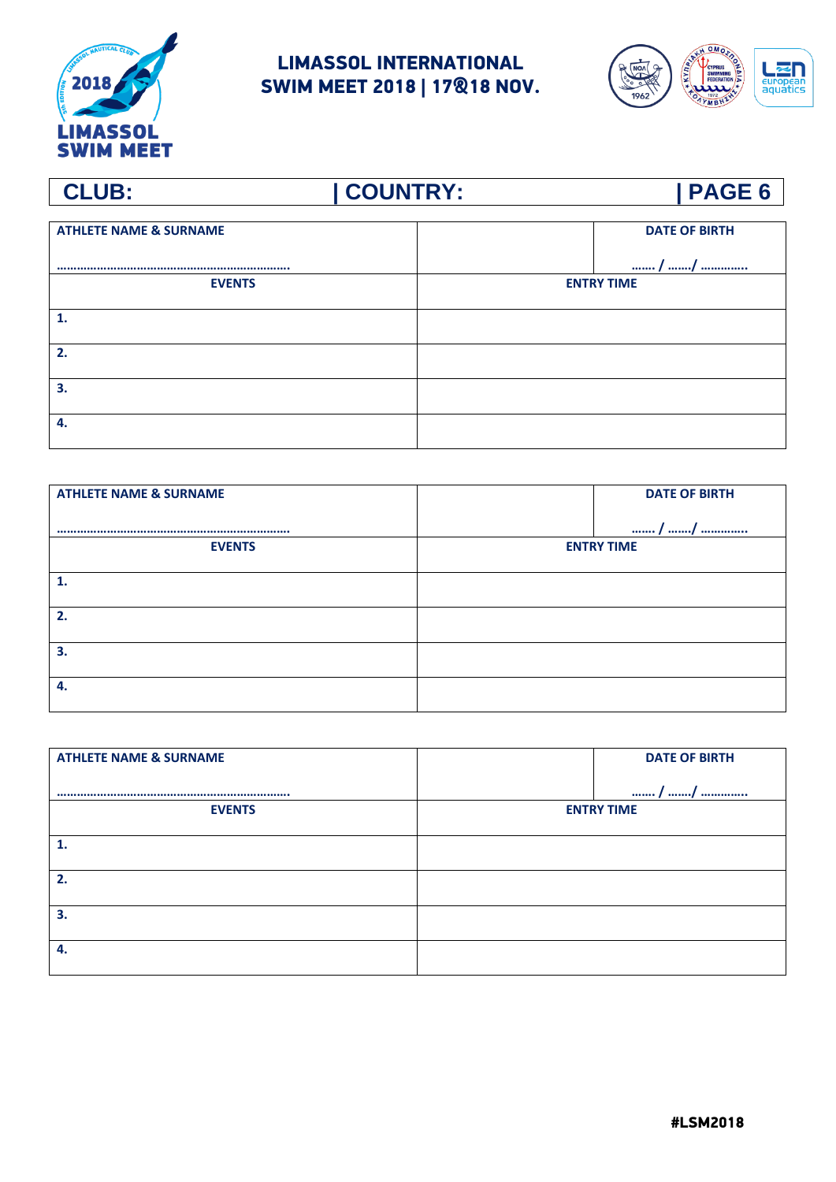# LIMASSOL INTERNATIONAL SWIM MEET 2018 | 17&18 NOV.

**CLUB: | COUNTRY: | PAGE 6**

| ATHLETE NAME & SURNAME |  | DATE OF BIRTH |
|---|---|---|
| ………………………………………………………… |  | ……. / ……./ …………. |
| **EVENTS** | **ENTRY TIME** | |
| 1. | | |
| 2. | | |
| 3. | | |
| 4. | | |

| ATHLETE NAME & SURNAME |  | DATE OF BIRTH |
|---|---|---|
| ………………………………………………………… |  | ……. / ……./ …………. |
| **EVENTS** | **ENTRY TIME** | |
| 1. | | |
| 2. | | |
| 3. | | |
| 4. | | |

| ATHLETE NAME & SURNAME |  | DATE OF BIRTH |
|---|---|---|
| ………………………………………………………… |  | ……. / ……./ …………. |
| **EVENTS** | **ENTRY TIME** | |
| 1. | | |
| 2. | | |
| 3. | | |
| 4. | | |

#LSM2018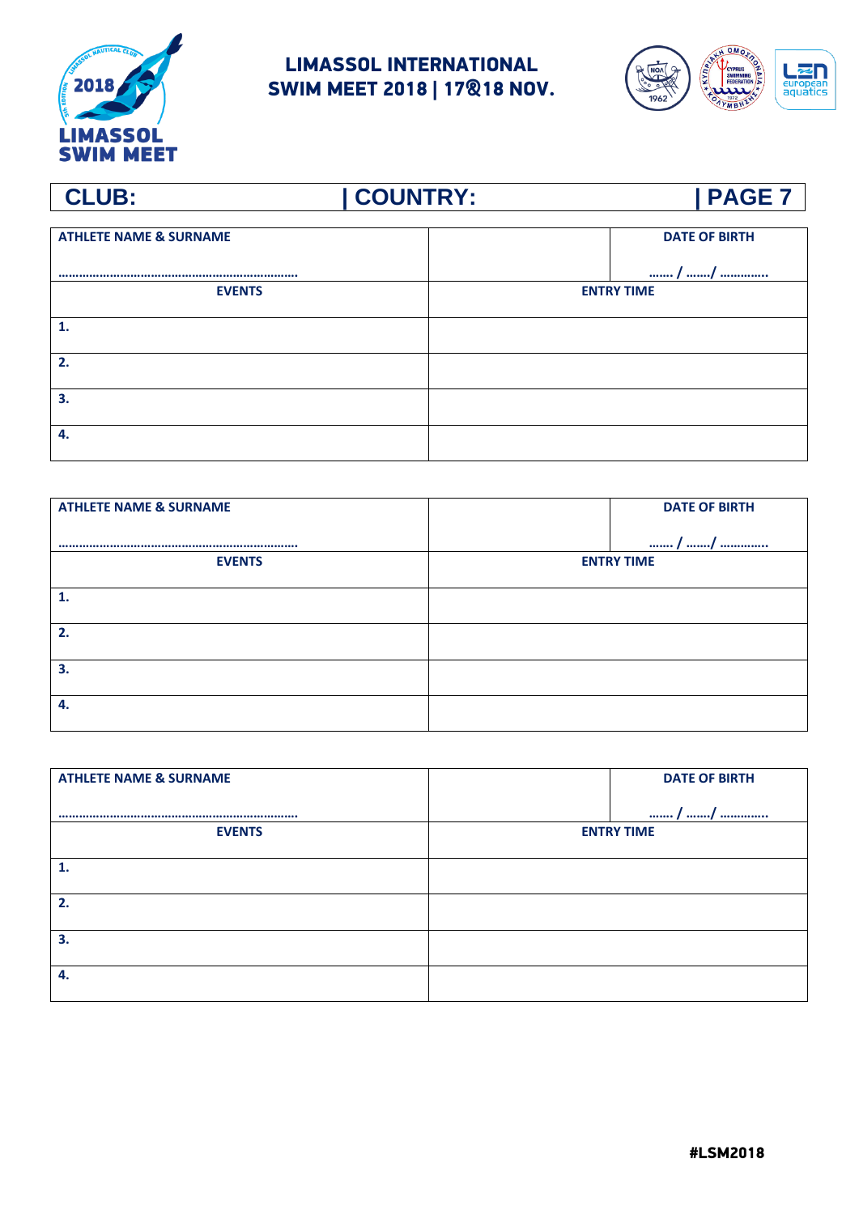# LIMASSOL INTERNATIONAL SWIM MEET 2018 | 17&18 NOV.

**CLUB: | COUNTRY: | PAGE 7**

| ATHLETE NAME & SURNAME<br><br>………………………………………………………… | | DATE OF BIRTH<br><br>……. / ……./ …………. |
|---|---|---|
| **EVENTS** | **ENTRY TIME** | |
| 1. | | |
| 2. | | |
| 3. | | |
| 4. | | |

| ATHLETE NAME & SURNAME<br><br>………………………………………………………… | | DATE OF BIRTH<br><br>……. / ……./ …………. |
|---|---|---|
| **EVENTS** | **ENTRY TIME** | |
| 1. | | |
| 2. | | |
| 3. | | |
| 4. | | |

| ATHLETE NAME & SURNAME<br><br>………………………………………………………… | | DATE OF BIRTH<br><br>……. / ……./ …………. |
|---|---|---|
| **EVENTS** | **ENTRY TIME** | |
| 1. | | |
| 2. | | |
| 3. | | |
| 4. | | |

#LSM2018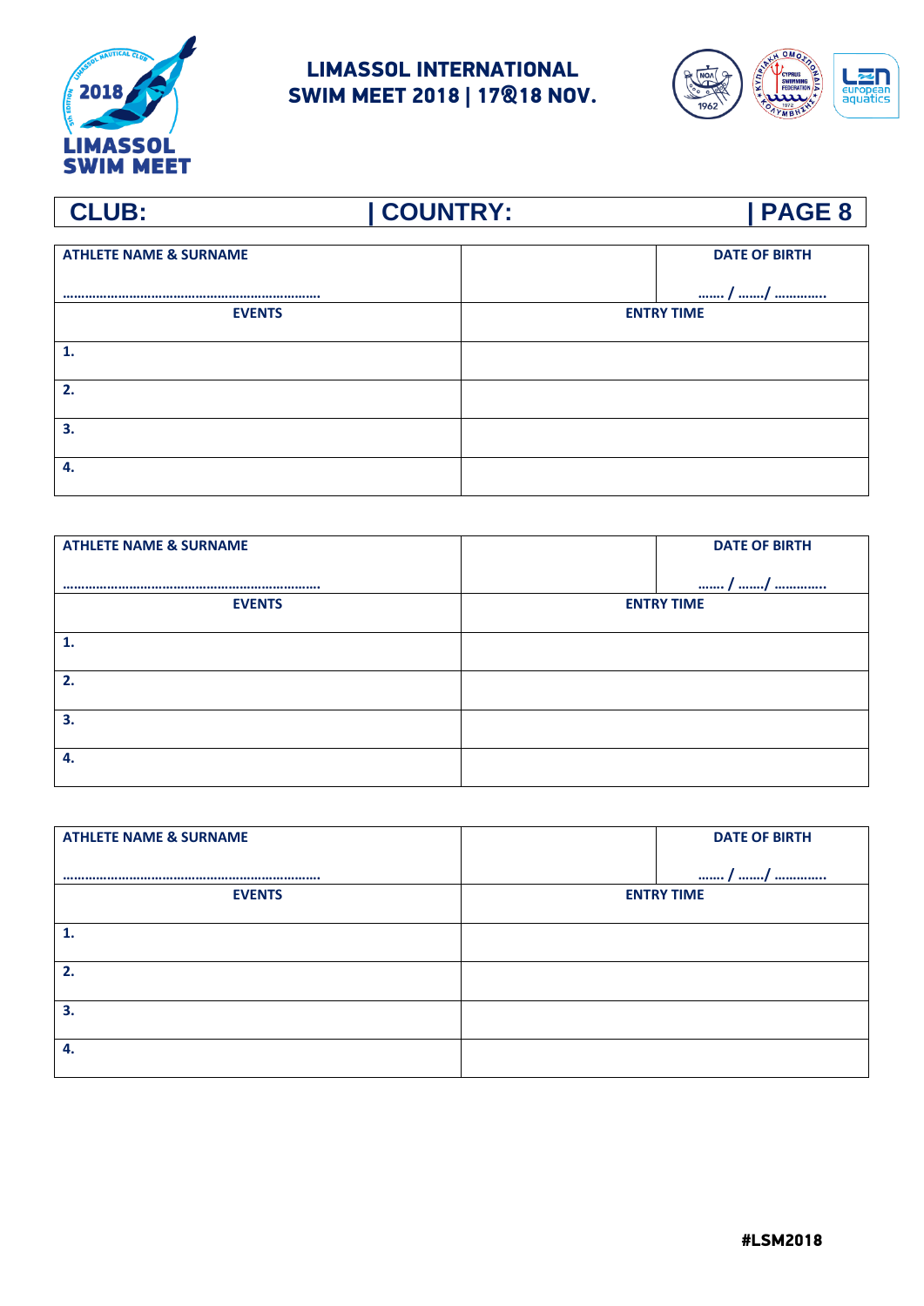# LIMASSOL INTERNATIONAL SWIM MEET 2018 | 17&18 NOV.

**CLUB:** | **COUNTRY:** | **PAGE 8**

| ATHLETE NAME & SURNAME | | DATE OF BIRTH |
|---|---|---|
| …………………………………………………………… | | ……. / ……./ …………. |
| **EVENTS** | **ENTRY TIME** | |
| 1. | | |
| 2. | | |
| 3. | | |
| 4. | | |

| ATHLETE NAME & SURNAME | | DATE OF BIRTH |
|---|---|---|
| …………………………………………………………… | | ……. / ……./ …………. |
| **EVENTS** | **ENTRY TIME** | |
| 1. | | |
| 2. | | |
| 3. | | |
| 4. | | |

| ATHLETE NAME & SURNAME | | DATE OF BIRTH |
|---|---|---|
| …………………………………………………………… | | ……. / ……./ …………. |
| **EVENTS** | **ENTRY TIME** | |
| 1. | | |
| 2. | | |
| 3. | | |
| 4. | | |

#LSM2018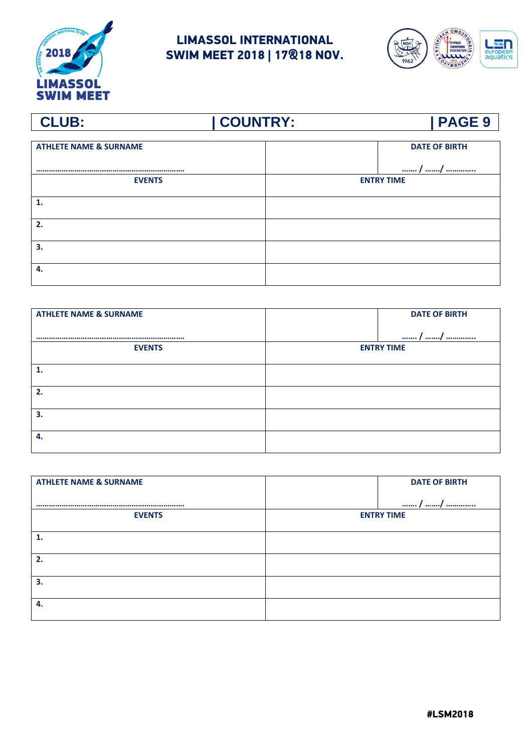# LIMASSOL INTERNATIONAL SWIM MEET 2018 | 17&18 NOV.

**CLUB: | COUNTRY: | PAGE 9**

| ATHLETE NAME & SURNAME<br>………………………………………………………… | | DATE OF BIRTH<br>……. / ……./ ………….. |
|---|---|---|
| **EVENTS** | **ENTRY TIME** | |
| 1. | | |
| 2. | | |
| 3. | | |
| 4. | | |

| ATHLETE NAME & SURNAME<br>………………………………………………………… | | DATE OF BIRTH<br>……. / ……./ ………….. |
|---|---|---|
| **EVENTS** | **ENTRY TIME** | |
| 1. | | |
| 2. | | |
| 3. | | |
| 4. | | |

| ATHLETE NAME & SURNAME<br>………………………………………………………… | | DATE OF BIRTH<br>……. / ……./ ………….. |
|---|---|---|
| **EVENTS** | **ENTRY TIME** | |
| 1. | | |
| 2. | | |
| 3. | | |
| 4. | | |

#LSM2018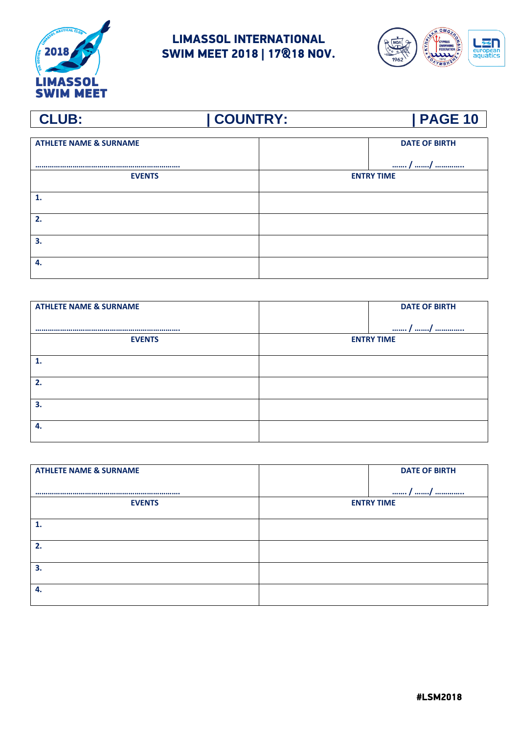**LIMASSOL INTERNATIONAL SWIM MEET 2018 | 17&18 NOV.**

| CLUB: | COUNTRY: | PAGE 10 |
|---|---|---|

| ATHLETE NAME & SURNAME ………………………………………………………… | | DATE OF BIRTH ……. / ……./ …………. |
|---|---|---|
| **EVENTS** | **ENTRY TIME** | |
| 1. | | |
| 2. | | |
| 3. | | |
| 4. | | |

| ATHLETE NAME & SURNAME ………………………………………………………… | | DATE OF BIRTH ……. / ……./ …………. |
|---|---|---|
| **EVENTS** | **ENTRY TIME** | |
| 1. | | |
| 2. | | |
| 3. | | |
| 4. | | |

| ATHLETE NAME & SURNAME ………………………………………………………… | | DATE OF BIRTH ……. / ……./ …………. |
|---|---|---|
| **EVENTS** | **ENTRY TIME** | |
| 1. | | |
| 2. | | |
| 3. | | |
| 4. | | |

**#LSM2018**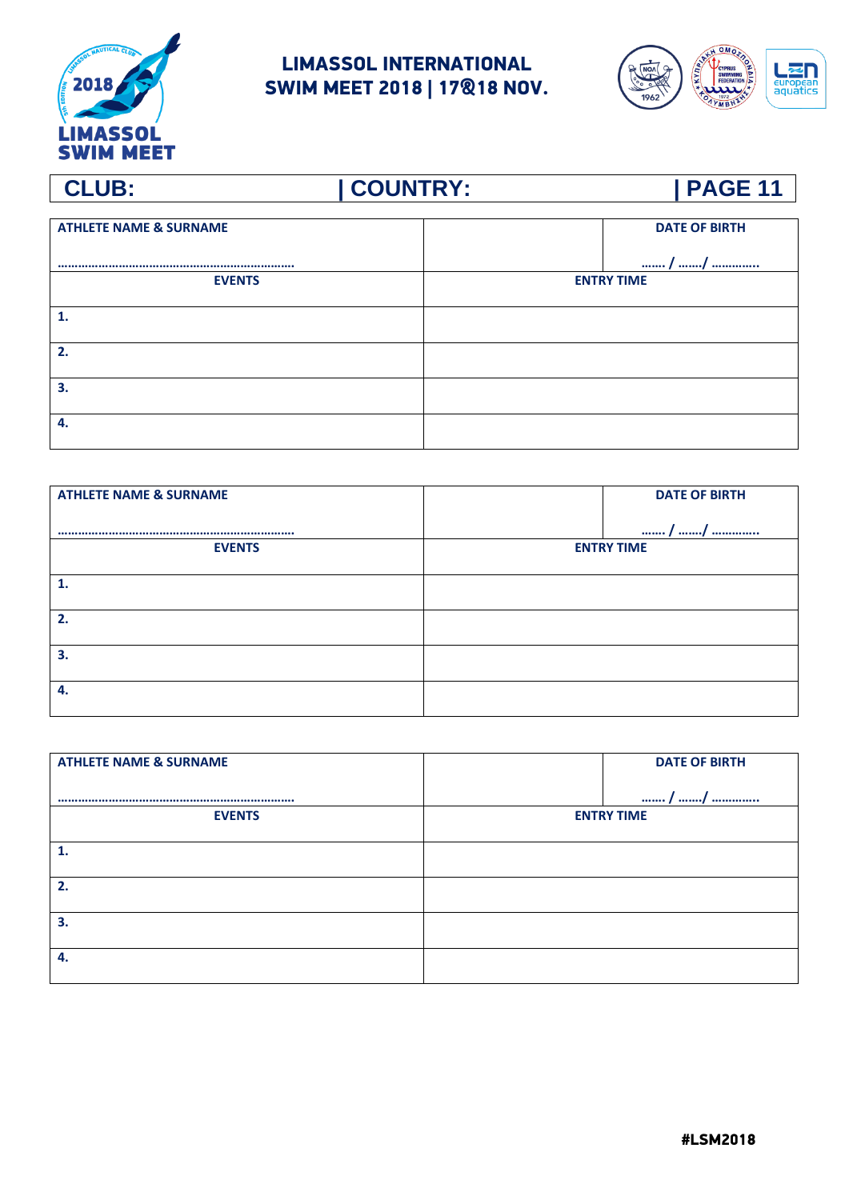# LIMASSOL INTERNATIONAL SWIM MEET 2018 | 17&18 NOV.

| CLUB: | COUNTRY: | PAGE 11 |
|---|---|---|

| ATHLETE NAME & SURNAME | | DATE OF BIRTH |
|---|---|---|
| ………………………………………………………… | | ……. / ……./ …………. |
| EVENTS | ENTRY TIME | |
| 1. | | |
| 2. | | |
| 3. | | |
| 4. | | |

| ATHLETE NAME & SURNAME | | DATE OF BIRTH |
|---|---|---|
| ………………………………………………………… | | ……. / ……./ …………. |
| EVENTS | ENTRY TIME | |
| 1. | | |
| 2. | | |
| 3. | | |
| 4. | | |

| ATHLETE NAME & SURNAME | | DATE OF BIRTH |
|---|---|---|
| ………………………………………………………… | | ……. / ……./ …………. |
| EVENTS | ENTRY TIME | |
| 1. | | |
| 2. | | |
| 3. | | |
| 4. | | |

#LSM2018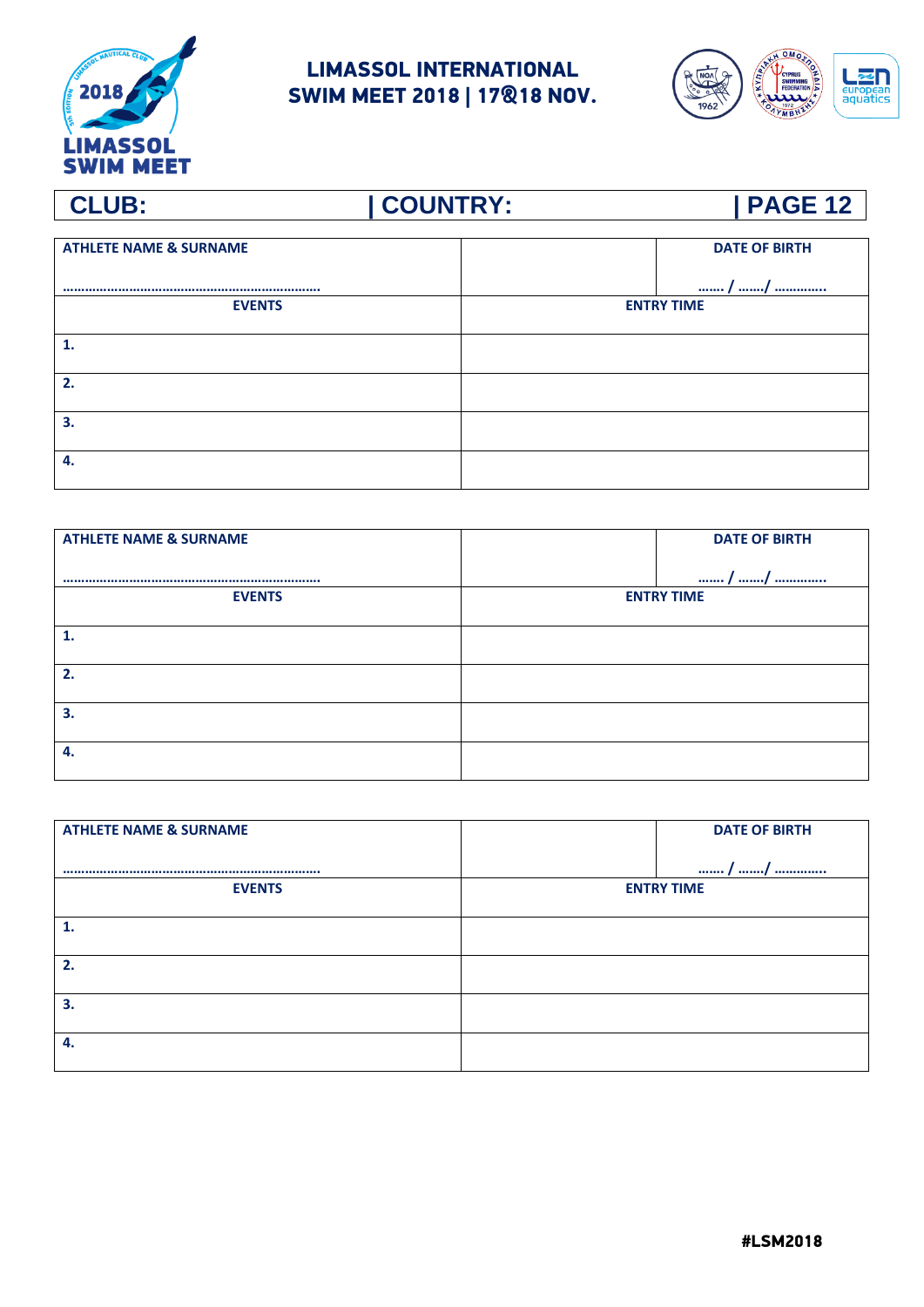# LIMASSOL INTERNATIONAL SWIM MEET 2018 | 17&18 NOV.

**CLUB: | COUNTRY: | PAGE 12**

| ATHLETE NAME & SURNAME | | DATE OF BIRTH |
|---|---|---|
| …………………………………………………………… | | ……. / ……./ …………. |
| **EVENTS** | **ENTRY TIME** | |
| 1. | | |
| 2. | | |
| 3. | | |
| 4. | | |

| ATHLETE NAME & SURNAME | | DATE OF BIRTH |
|---|---|---|
| …………………………………………………………… | | ……. / ……./ …………. |
| **EVENTS** | **ENTRY TIME** | |
| 1. | | |
| 2. | | |
| 3. | | |
| 4. | | |

| ATHLETE NAME & SURNAME | | DATE OF BIRTH |
|---|---|---|
| …………………………………………………………… | | ……. / ……./ …………. |
| **EVENTS** | **ENTRY TIME** | |
| 1. | | |
| 2. | | |
| 3. | | |
| 4. | | |

**#LSM2018**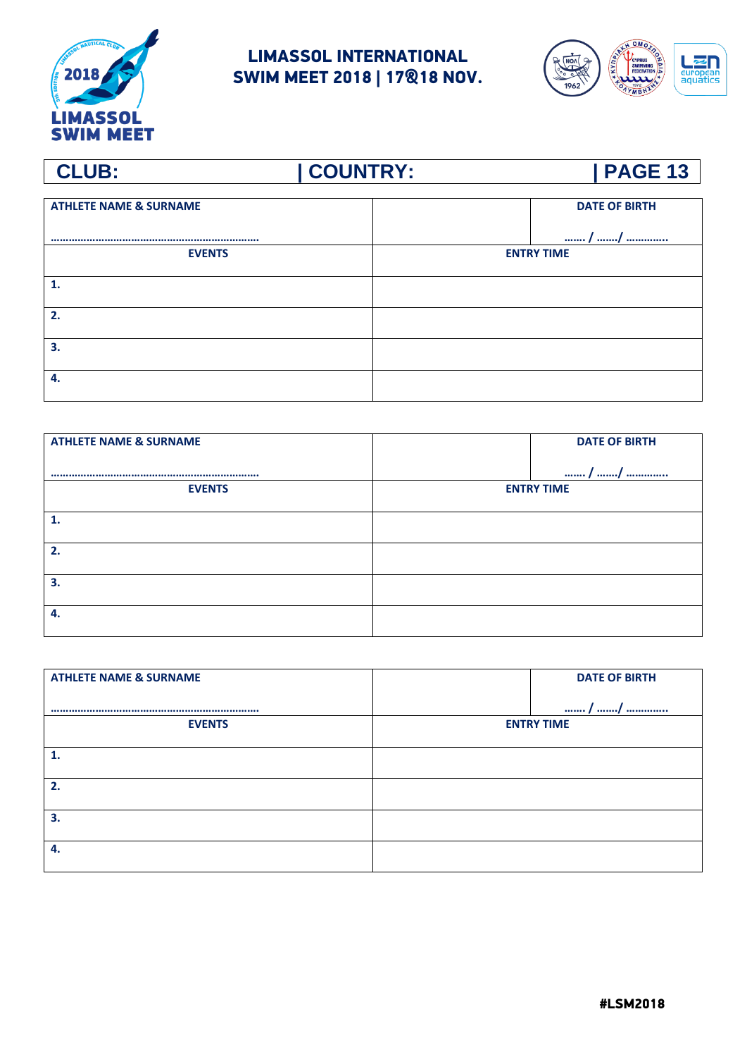# LIMASSOL INTERNATIONAL SWIM MEET 2018 | 17&18 NOV.

**CLUB: | COUNTRY: | PAGE 13**

| ATHLETE NAME & SURNAME<br><br>……………………………………………………… | | DATE OF BIRTH<br><br>……. / ……./ …………. |
|---|---|---|
| **EVENTS** | **ENTRY TIME** | |
| 1. | | |
| 2. | | |
| 3. | | |
| 4. | | |

| ATHLETE NAME & SURNAME<br><br>……………………………………………………… | | DATE OF BIRTH<br><br>……. / ……./ …………. |
|---|---|---|
| **EVENTS** | **ENTRY TIME** | |
| 1. | | |
| 2. | | |
| 3. | | |
| 4. | | |

| ATHLETE NAME & SURNAME<br><br>……………………………………………………… | | DATE OF BIRTH<br><br>……. / ……./ …………. |
|---|---|---|
| **EVENTS** | **ENTRY TIME** | |
| 1. | | |
| 2. | | |
| 3. | | |
| 4. | | |

#LSM2018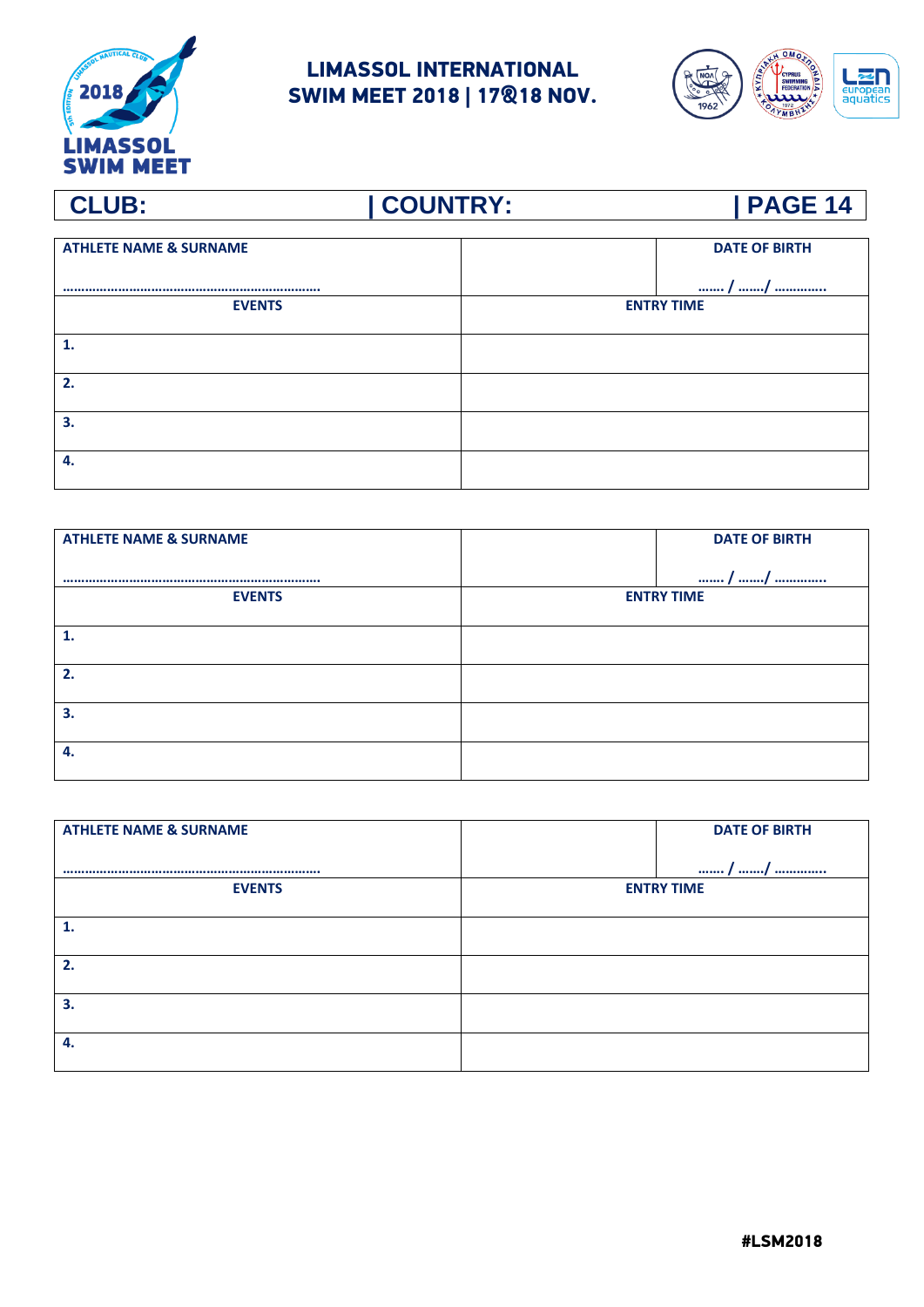# LIMASSOL INTERNATIONAL SWIM MEET 2018 | 17&18 NOV.

**CLUB: | COUNTRY: | PAGE 14**

| ATHLETE NAME & SURNAME<br><br>………………………………………………………… | | DATE OF BIRTH<br><br>……. / ……./ …………. |
|---|---|---|
| **EVENTS** | **ENTRY TIME** | |
| 1. | | |
| 2. | | |
| 3. | | |
| 4. | | |

| ATHLETE NAME & SURNAME<br><br>………………………………………………………… | | DATE OF BIRTH<br><br>……. / ……./ …………. |
|---|---|---|
| **EVENTS** | **ENTRY TIME** | |
| 1. | | |
| 2. | | |
| 3. | | |
| 4. | | |

| ATHLETE NAME & SURNAME<br><br>………………………………………………………… | | DATE OF BIRTH<br><br>……. / ……./ …………. |
|---|---|---|
| **EVENTS** | **ENTRY TIME** | |
| 1. | | |
| 2. | | |
| 3. | | |
| 4. | | |

#LSM2018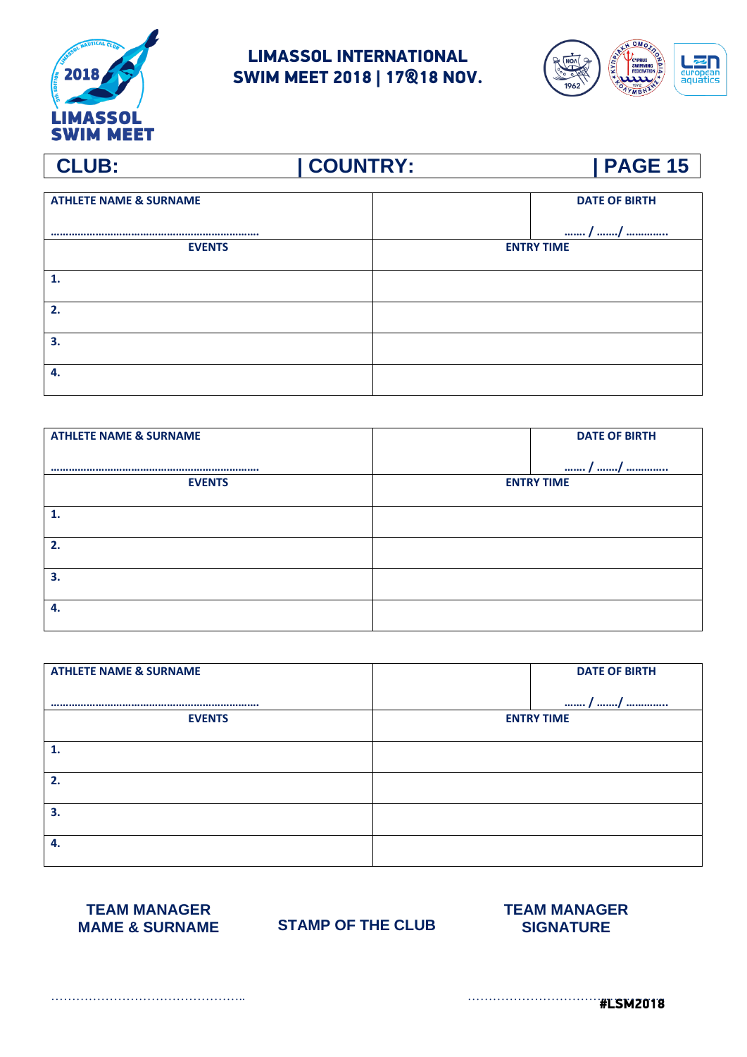# LIMASSOL INTERNATIONAL SWIM MEET 2018 | 17&18 NOV.

**CLUB: | COUNTRY: | PAGE 15**

| ATHLETE NAME & SURNAME<br><br>…………………………………………………………… | | DATE OF BIRTH<br><br>……. / ……./ …………. |
|---|---|---|
| **EVENTS** | **ENTRY TIME** | |
| 1. | | |
| 2. | | |
| 3. | | |
| 4. | | |

| ATHLETE NAME & SURNAME<br><br>…………………………………………………………… | | DATE OF BIRTH<br><br>……. / ……./ …………. |
|---|---|---|
| **EVENTS** | **ENTRY TIME** | |
| 1. | | |
| 2. | | |
| 3. | | |
| 4. | | |

| ATHLETE NAME & SURNAME<br><br>…………………………………………………………… | | DATE OF BIRTH<br><br>……. / ……./ …………. |
|---|---|---|
| **EVENTS** | **ENTRY TIME** | |
| 1. | | |
| 2. | | |
| 3. | | |
| 4. | | |

**TEAM MANAGER MAME & SURNAME**

**STAMP OF THE CLUB**

**TEAM MANAGER SIGNATURE**

………………………………………….. ……………………………….

**#LSM2018**